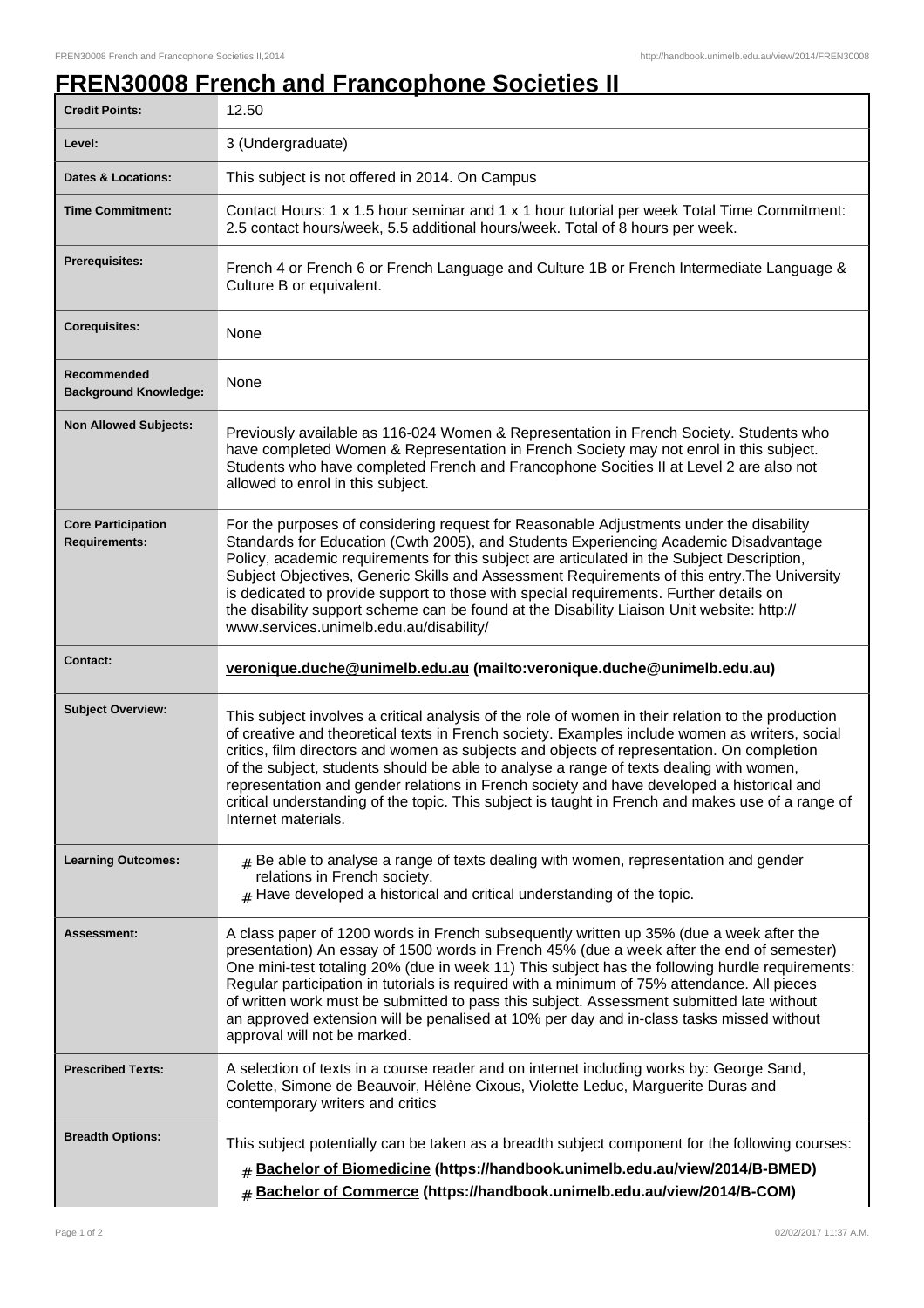# FREN30008 French and Francophone Societies II

| | |
|---|---|
| **Credit Points:** | 12.50 |
| **Level:** | 3 (Undergraduate) |
| **Dates & Locations:** | This subject is not offered in 2014. On Campus |
| **Time Commitment:** | Contact Hours: 1 x 1.5 hour seminar and 1 x 1 hour tutorial per week Total Time Commitment: 2.5 contact hours/week, 5.5 additional hours/week. Total of 8 hours per week. |
| **Prerequisites:** | French 4 or French 6 or French Language and Culture 1B or French Intermediate Language & Culture B or equivalent. |
| **Corequisites:** | None |
| **Recommended Background Knowledge:** | None |
| **Non Allowed Subjects:** | Previously available as 116-024 Women & Representation in French Society. Students who have completed Women & Representation in French Society may not enrol in this subject. Students who have completed French and Francophone Socities II at Level 2 are also not allowed to enrol in this subject. |
| **Core Participation Requirements:** | For the purposes of considering request for Reasonable Adjustments under the disability Standards for Education (Cwth 2005), and Students Experiencing Academic Disadvantage Policy, academic requirements for this subject are articulated in the Subject Description, Subject Objectives, Generic Skills and Assessment Requirements of this entry.The University is dedicated to provide support to those with special requirements. Further details on the disability support scheme can be found at the Disability Liaison Unit website: http://www.services.unimelb.edu.au/disability/ |
| **Contact:** | **veronique.duche@unimelb.edu.au (mailto:veronique.duche@unimelb.edu.au)** |
| **Subject Overview:** | This subject involves a critical analysis of the role of women in their relation to the production of creative and theoretical texts in French society. Examples include women as writers, social critics, film directors and women as subjects and objects of representation. On completion of the subject, students should be able to analyse a range of texts dealing with women, representation and gender relations in French society and have developed a historical and critical understanding of the topic. This subject is taught in French and makes use of a range of Internet materials. |
| **Learning Outcomes:** | # Be able to analyse a range of texts dealing with women, representation and gender relations in French society. <br> # Have developed a historical and critical understanding of the topic. |
| **Assessment:** | A class paper of 1200 words in French subsequently written up 35% (due a week after the presentation) An essay of 1500 words in French 45% (due a week after the end of semester) One mini-test totaling 20% (due in week 11) This subject has the following hurdle requirements: Regular participation in tutorials is required with a minimum of 75% attendance. All pieces of written work must be submitted to pass this subject. Assessment submitted late without an approved extension will be penalised at 10% per day and in-class tasks missed without approval will not be marked. |
| **Prescribed Texts:** | A selection of texts in a course reader and on internet including works by: George Sand, Colette, Simone de Beauvoir, Hélène Cixous, Violette Leduc, Marguerite Duras and contemporary writers and critics |
| **Breadth Options:** | This subject potentially can be taken as a breadth subject component for the following courses: <br> # **Bachelor of Biomedicine (https://handbook.unimelb.edu.au/view/2014/B-BMED)** <br> # **Bachelor of Commerce (https://handbook.unimelb.edu.au/view/2014/B-COM)** |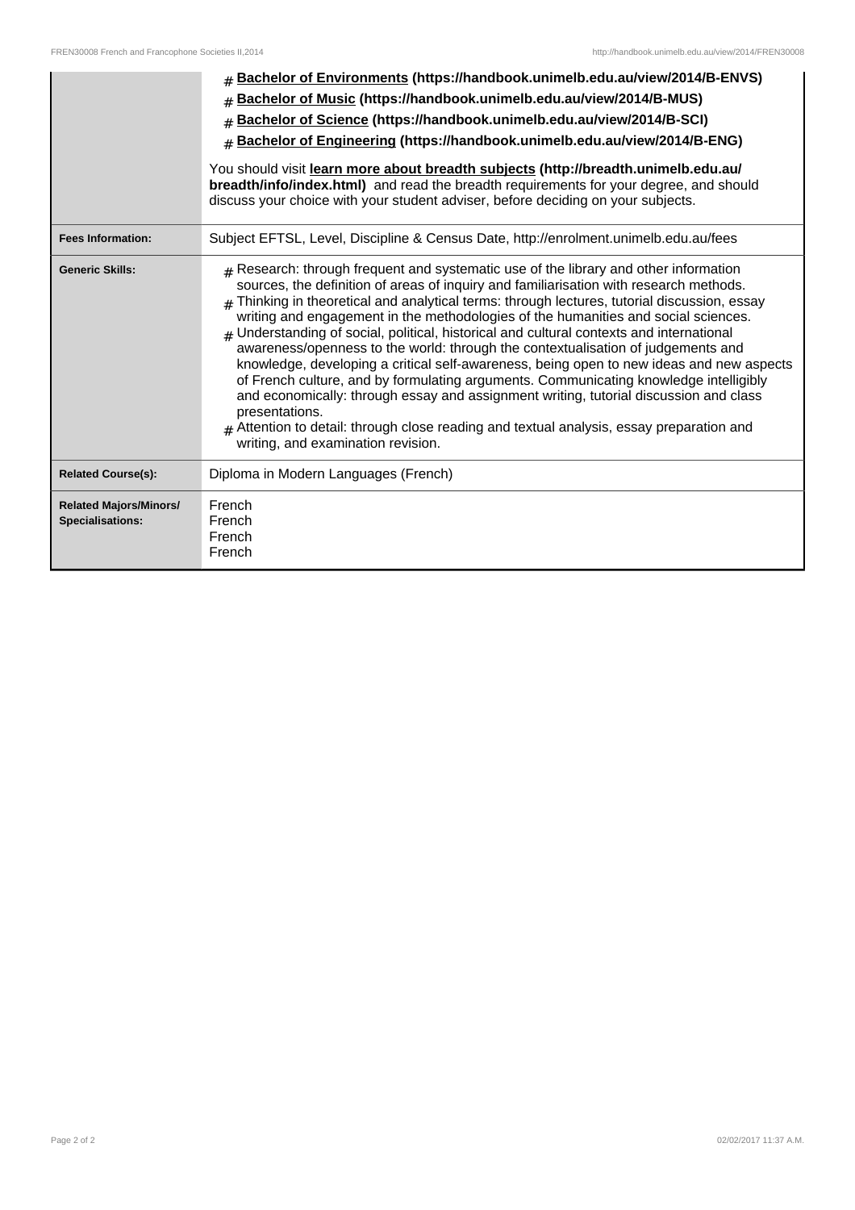| | |
|---|---|
| | # **Bachelor of Environments** **(https://handbook.unimelb.edu.au/view/2014/B-ENVS)**<br># **Bachelor of Music** **(https://handbook.unimelb.edu.au/view/2014/B-MUS)**<br># **Bachelor of Science** **(https://handbook.unimelb.edu.au/view/2014/B-SCI)**<br># **Bachelor of Engineering** **(https://handbook.unimelb.edu.au/view/2014/B-ENG)**<br><br>You should visit **learn more about breadth subjects** **(http://breadth.unimelb.edu.au/breadth/info/index.html)** and read the breadth requirements for your degree, and should discuss your choice with your student adviser, before deciding on your subjects. |
| **Fees Information:** | Subject EFTSL, Level, Discipline & Census Date, http://enrolment.unimelb.edu.au/fees |
| **Generic Skills:** | # Research: through frequent and systematic use of the library and other information sources, the definition of areas of inquiry and familiarisation with research methods.<br># Thinking in theoretical and analytical terms: through lectures, tutorial discussion, essay writing and engagement in the methodologies of the humanities and social sciences.<br># Understanding of social, political, historical and cultural contexts and international awareness/openness to the world: through the contextualisation of judgements and knowledge, developing a critical self-awareness, being open to new ideas and new aspects of French culture, and by formulating arguments. Communicating knowledge intelligibly and economically: through essay and assignment writing, tutorial discussion and class presentations.<br># Attention to detail: through close reading and textual analysis, essay preparation and writing, and examination revision. |
| **Related Course(s):** | Diploma in Modern Languages (French) |
| **Related Majors/Minors/ Specialisations:** | French<br>French<br>French<br>French |